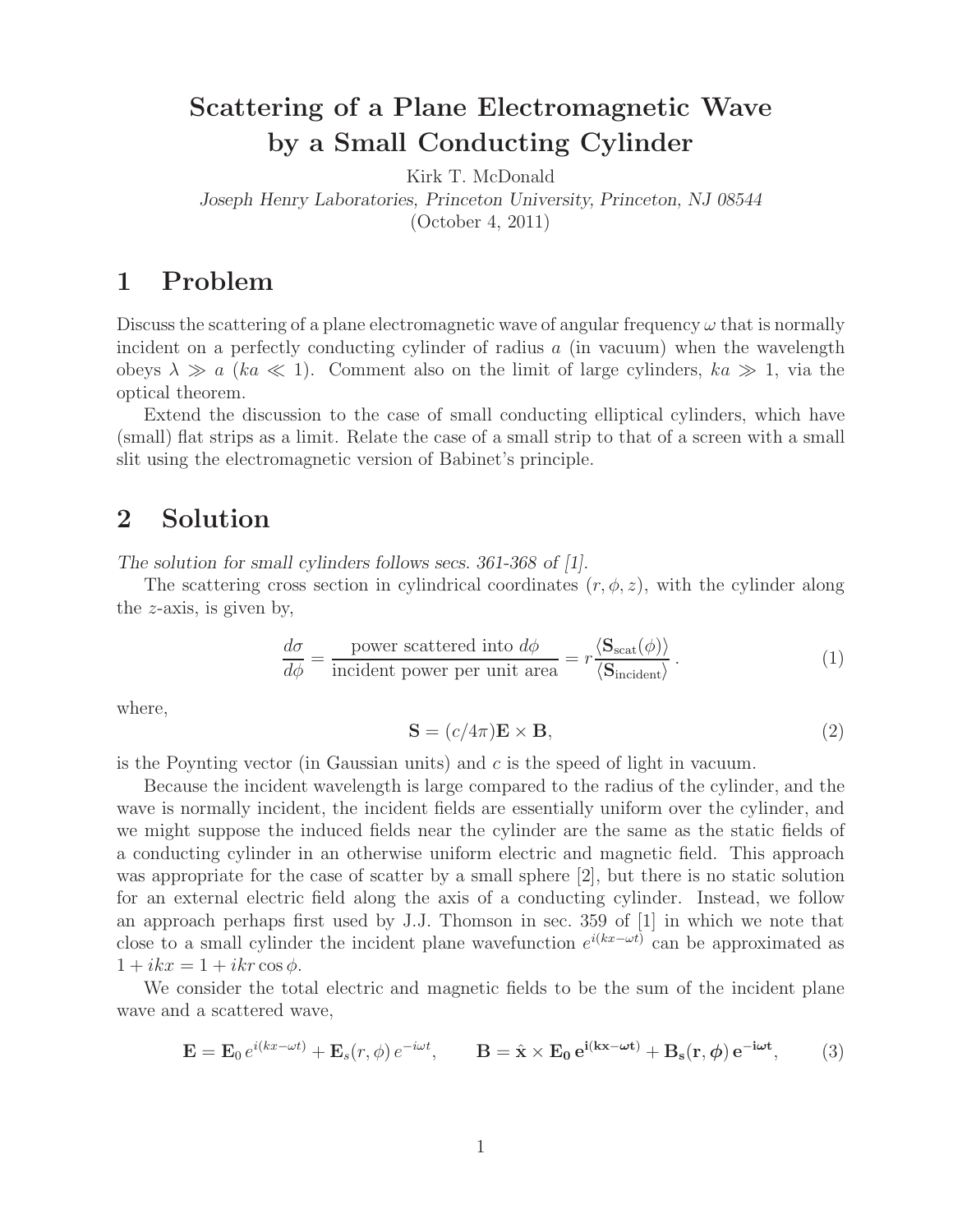# Scattering of a Plane Electromagnetic Wave by a Small Conducting Cylinder

Kirk T. McDonald
*Joseph Henry Laboratories, Princeton University, Princeton, NJ 08544*
(October 4, 2011)

## 1 Problem

Discuss the scattering of a plane electromagnetic wave of angular frequency $\omega$ that is normally incident on a perfectly conducting cylinder of radius $a$ (in vacuum) when the wavelength obeys $\lambda \gg a$ ($ka \ll 1$). Comment also on the limit of large cylinders, $ka \gg 1$, via the optical theorem.

Extend the discussion to the case of small conducting elliptical cylinders, which have (small) flat strips as a limit. Relate the case of a small strip to that of a screen with a small slit using the electromagnetic version of Babinet's principle.

## 2 Solution

*The solution for small cylinders follows secs. 361-368 of [1].*

The scattering cross section in cylindrical coordinates $(r, \phi, z)$, with the cylinder along the $z$-axis, is given by,

$$\frac{d\sigma}{d\phi} = \frac{\text{power scattered into } d\phi}{\text{incident power per unit area}} = r\frac{\langle \mathbf{S}_{\text{scat}}(\phi)\rangle}{\langle \mathbf{S}_{\text{incident}}\rangle}. \tag{1}$$

where,

$$\mathbf{S} = (c/4\pi)\mathbf{E} \times \mathbf{B}, \tag{2}$$

is the Poynting vector (in Gaussian units) and $c$ is the speed of light in vacuum.

Because the incident wavelength is large compared to the radius of the cylinder, and the wave is normally incident, the incident fields are essentially uniform over the cylinder, and we might suppose the induced fields near the cylinder are the same as the static fields of a conducting cylinder in an otherwise uniform electric and magnetic field. This approach was appropriate for the case of scatter by a small sphere [2], but there is no static solution for an external electric field along the axis of a conducting cylinder. Instead, we follow an approach perhaps first used by J.J. Thomson in sec. 359 of [1] in which we note that close to a small cylinder the incident plane wavefunction $e^{i(kx-\omega t)}$ can be approximated as $1 + ikx = 1 + ikr\cos\phi$.

We consider the total electric and magnetic fields to be the sum of the incident plane wave and a scattered wave,

$$\mathbf{E} = \mathbf{E}_0\, e^{i(kx-\omega t)} + \mathbf{E}_s(r,\phi)\, e^{-i\omega t}, \qquad \mathbf{B} = \hat{\mathbf{x}} \times \mathbf{E_0}\, \mathbf{e^{i(kx-\omega t)}} + \mathbf{B_s(r,\phi)}\, \mathbf{e^{-i\omega t}}, \tag{3}$$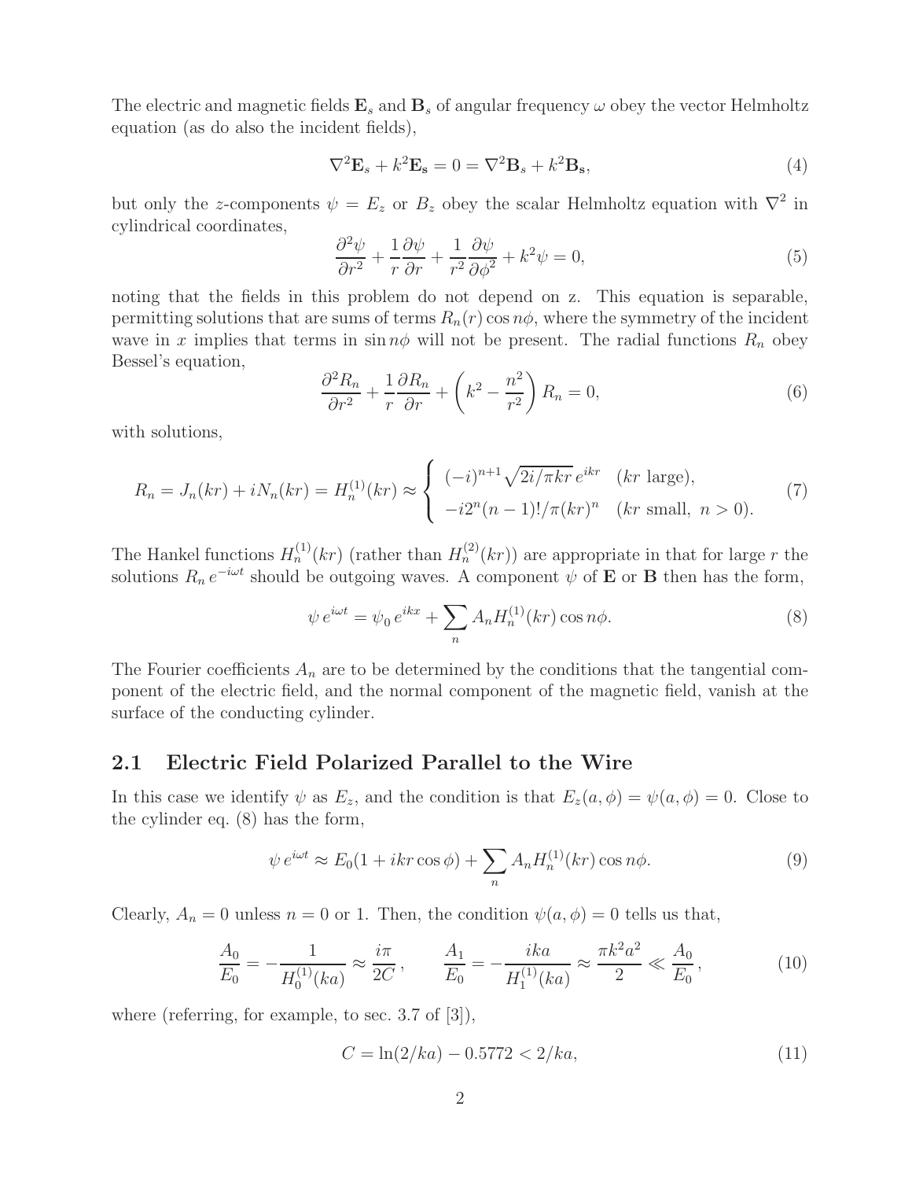The electric and magnetic fields $\mathbf{E}_s$ and $\mathbf{B}_s$ of angular frequency $\omega$ obey the vector Helmholtz equation (as do also the incident fields),

$$\nabla^2 \mathbf{E}_s + k^2 \mathbf{E_s} = 0 = \nabla^2 \mathbf{B}_s + k^2 \mathbf{B_s}, \tag{4}$$

but only the $z$-components $\psi = E_z$ or $B_z$ obey the scalar Helmholtz equation with $\nabla^2$ in cylindrical coordinates,

$$\frac{\partial^2 \psi}{\partial r^2} + \frac{1}{r}\frac{\partial \psi}{\partial r} + \frac{1}{r^2}\frac{\partial \psi}{\partial \phi^2} + k^2 \psi = 0, \tag{5}$$

noting that the fields in this problem do not depend on z. This equation is separable, permitting solutions that are sums of terms $R_n(r)\cos n\phi$, where the symmetry of the incident wave in $x$ implies that terms in $\sin n\phi$ will not be present. The radial functions $R_n$ obey Bessel's equation,

$$\frac{\partial^2 R_n}{\partial r^2} + \frac{1}{r}\frac{\partial R_n}{\partial r} + \left(k^2 - \frac{n^2}{r^2}\right) R_n = 0, \tag{6}$$

with solutions,

$$R_n = J_n(kr) + iN_n(kr) = H_n^{(1)}(kr) \approx \begin{cases} (-i)^{n+1}\sqrt{2i/\pi kr}\, e^{ikr} & (kr \text{ large}), \\ -i2^n(n-1)!/\pi(kr)^n & (kr \text{ small},\ n > 0). \end{cases} \tag{7}$$

The Hankel functions $H_n^{(1)}(kr)$ (rather than $H_n^{(2)}(kr)$) are appropriate in that for large $r$ the solutions $R_n\, e^{-i\omega t}$ should be outgoing waves. A component $\psi$ of $\mathbf{E}$ or $\mathbf{B}$ then has the form,

$$\psi\, e^{i\omega t} = \psi_0\, e^{ikx} + \sum_n A_n H_n^{(1)}(kr)\cos n\phi. \tag{8}$$

The Fourier coefficients $A_n$ are to be determined by the conditions that the tangential component of the electric field, and the normal component of the magnetic field, vanish at the surface of the conducting cylinder.

## 2.1 Electric Field Polarized Parallel to the Wire

In this case we identify $\psi$ as $E_z$, and the condition is that $E_z(a, \phi) = \psi(a, \phi) = 0$. Close to the cylinder eq. (8) has the form,

$$\psi\, e^{i\omega t} \approx E_0(1 + ikr\cos\phi) + \sum_n A_n H_n^{(1)}(kr)\cos n\phi. \tag{9}$$

Clearly, $A_n = 0$ unless $n = 0$ or 1. Then, the condition $\psi(a, \phi) = 0$ tells us that,

$$\frac{A_0}{E_0} = -\frac{1}{H_0^{(1)}(ka)} \approx \frac{i\pi}{2C}\,, \qquad \frac{A_1}{E_0} = -\frac{ika}{H_1^{(1)}(ka)} \approx \frac{\pi k^2 a^2}{2} \ll \frac{A_0}{E_0}\,, \tag{10}$$

where (referring, for example, to sec. 3.7 of [3]),

$$C = \ln(2/ka) - 0.5772 < 2/ka, \tag{11}$$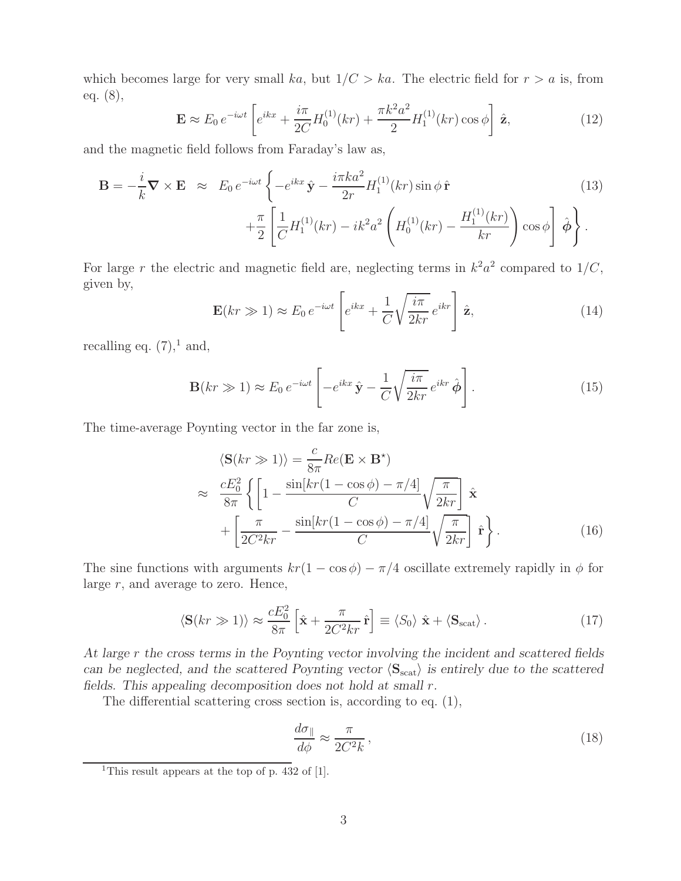which becomes large for very small $ka$, but $1/C > ka$. The electric field for $r > a$ is, from eq. (8),

$$\mathbf{E} \approx E_0 \, e^{-i\omega t} \left[ e^{ikx} + \frac{i\pi}{2C} H_0^{(1)}(kr) + \frac{\pi k^2 a^2}{2} H_1^{(1)}(kr) \cos\phi \right] \hat{\mathbf{z}}, \tag{12}$$

and the magnetic field follows from Faraday's law as,

$$\begin{aligned} \mathbf{B} = -\frac{i}{k} \boldsymbol{\nabla} \times \mathbf{E} \;\approx\; & E_0 \, e^{-i\omega t} \left\{ -e^{ikx} \, \hat{\mathbf{y}} - \frac{i\pi k a^2}{2r} H_1^{(1)}(kr) \sin\phi \, \hat{\mathbf{r}} \right. \qquad (13) \\ & \left. + \frac{\pi}{2} \left[ \frac{1}{C} H_1^{(1)}(kr) - i k^2 a^2 \left( H_0^{(1)}(kr) - \frac{H_1^{(1)}(kr)}{kr} \right) \cos\phi \right] \hat{\boldsymbol{\phi}} \right\}. \end{aligned}$$

For large $r$ the electric and magnetic field are, neglecting terms in $k^2a^2$ compared to $1/C$, given by,

$$\mathbf{E}(kr \gg 1) \approx E_0 \, e^{-i\omega t} \left[ e^{ikx} + \frac{1}{C} \sqrt{\frac{i\pi}{2kr}} \, e^{ikr} \right] \hat{\mathbf{z}}, \tag{14}$$

recalling eq. (7),[1] and,

$$\mathbf{B}(kr \gg 1) \approx E_0 \, e^{-i\omega t} \left[ -e^{ikx} \, \hat{\mathbf{y}} - \frac{1}{C} \sqrt{\frac{i\pi}{2kr}} \, e^{ikr} \, \hat{\boldsymbol{\phi}} \right]. \tag{15}$$

The time-average Poynting vector in the far zone is,

$$\begin{aligned} & \langle \mathbf{S}(kr \gg 1) \rangle = \frac{c}{8\pi} Re(\mathbf{E} \times \mathbf{B}^\star) \\ \approx \;\; & \frac{cE_0^2}{8\pi} \left\{ \left[ 1 - \frac{\sin[kr(1 - \cos\phi) - \pi/4]}{C} \sqrt{\frac{\pi}{2kr}} \right] \hat{\mathbf{x}} \right. \\ & \left. + \left[ \frac{\pi}{2C^2 kr} - \frac{\sin[kr(1 - \cos\phi) - \pi/4]}{C} \sqrt{\frac{\pi}{2kr}} \right] \hat{\mathbf{r}} \right\}. \end{aligned} \tag{16}$$

The sine functions with arguments $kr(1 - \cos\phi) - \pi/4$ oscillate extremely rapidly in $\phi$ for large $r$, and average to zero. Hence,

$$\langle \mathbf{S}(kr \gg 1) \rangle \approx \frac{cE_0^2}{8\pi} \left[ \hat{\mathbf{x}} + \frac{\pi}{2C^2 kr} \, \hat{\mathbf{r}} \right] \equiv \langle S_0 \rangle \, \hat{\mathbf{x}} + \langle \mathbf{S}_{\text{scat}} \rangle \, . \tag{17}$$

*At large $r$ the cross terms in the Poynting vector involving the incident and scattered fields can be neglected, and the scattered Poynting vector $\langle \mathbf{S}_{\text{scat}} \rangle$ is entirely due to the scattered fields. This appealing decomposition does not hold at small $r$.*

The differential scattering cross section is, according to eq. (1),

$$\frac{d\sigma_\parallel}{d\phi} \approx \frac{\pi}{2C^2 k} \, , \tag{18}$$

[1] This result appears at the top of p. 432 of [1].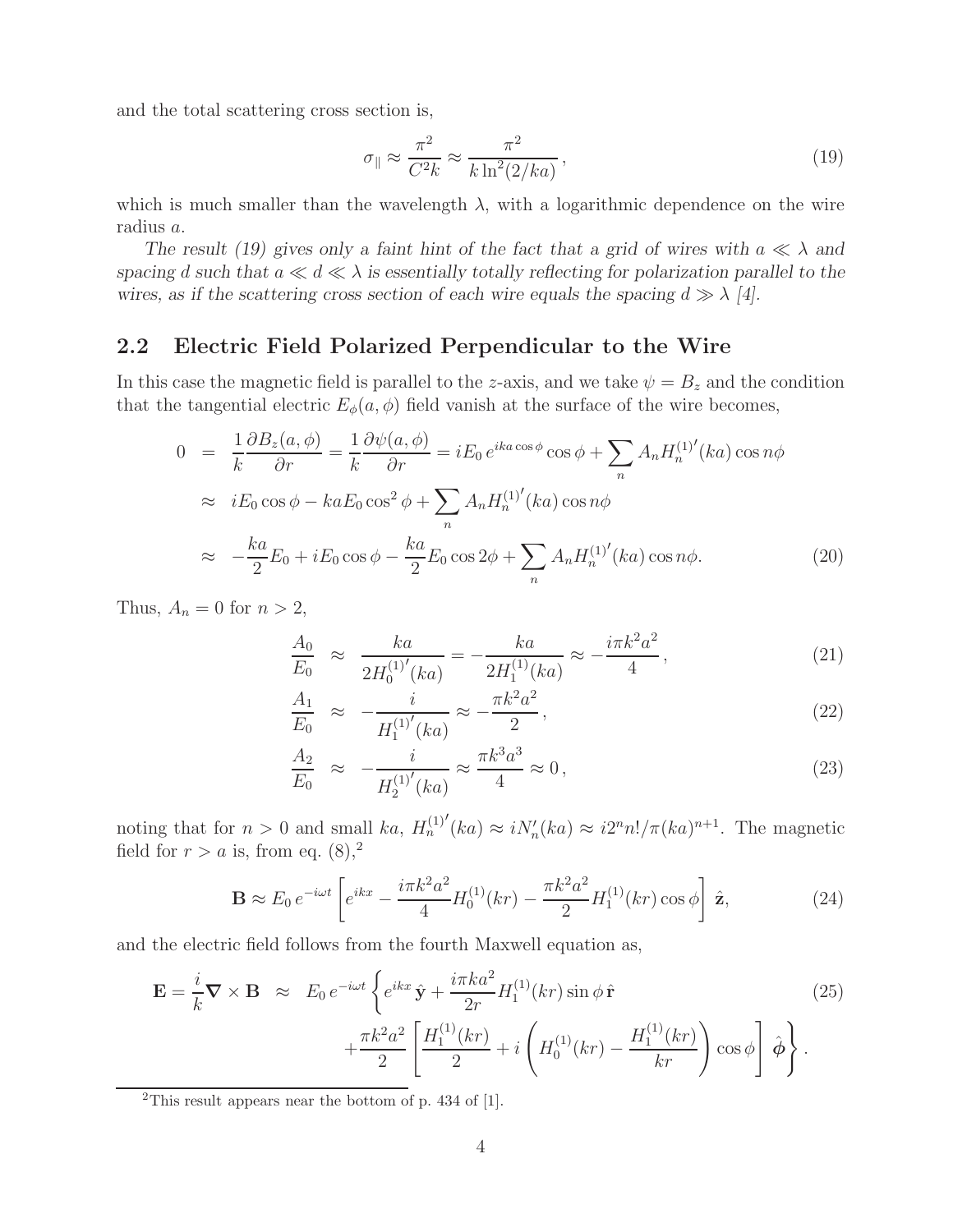and the total scattering cross section is,

$$\sigma_\parallel \approx \frac{\pi^2}{C^2 k} \approx \frac{\pi^2}{k \ln^2(2/ka)}, \tag{19}$$

which is much smaller than the wavelength $\lambda$, with a logarithmic dependence on the wire radius $a$.

*The result (19) gives only a faint hint of the fact that a grid of wires with $a \ll \lambda$ and spacing $d$ such that $a \ll d \ll \lambda$ is essentially totally reflecting for polarization parallel to the wires, as if the scattering cross section of each wire equals the spacing $d \gg \lambda$ [4].*

## 2.2 Electric Field Polarized Perpendicular to the Wire

In this case the magnetic field is parallel to the $z$-axis, and we take $\psi = B_z$ and the condition that the tangential electric $E_\phi(a, \phi)$ field vanish at the surface of the wire becomes,

$$\begin{aligned}
0 &= \frac{1}{k}\frac{\partial B_z(a,\phi)}{\partial r} = \frac{1}{k}\frac{\partial \psi(a,\phi)}{\partial r} = iE_0\, e^{ika\cos\phi}\cos\phi + \sum_n A_n H_n^{(1)'}(ka)\cos n\phi \\
&\approx iE_0 \cos\phi - kaE_0\cos^2\phi + \sum_n A_n H_n^{(1)'}(ka)\cos n\phi \\
&\approx -\frac{ka}{2}E_0 + iE_0\cos\phi - \frac{ka}{2}E_0\cos 2\phi + \sum_n A_n H_n^{(1)'}(ka)\cos n\phi.
\end{aligned} \tag{20}$$

Thus, $A_n = 0$ for $n > 2$,

$$\frac{A_0}{E_0} \approx \frac{ka}{2H_0^{(1)'}(ka)} = -\frac{ka}{2H_1^{(1)}(ka)} \approx -\frac{i\pi k^2 a^2}{4}, \tag{21}$$

$$\frac{A_1}{E_0} \approx -\frac{i}{H_1^{(1)'}(ka)} \approx -\frac{\pi k^2 a^2}{2}, \tag{22}$$

$$\frac{A_2}{E_0} \approx -\frac{i}{H_2^{(1)'}(ka)} \approx \frac{\pi k^3 a^3}{4} \approx 0, \tag{23}$$

noting that for $n > 0$ and small $ka$, $H_n^{(1)'}(ka) \approx iN_n'(ka) \approx i2^n n!/\pi(ka)^{n+1}$. The magnetic field for $r > a$ is, from eq. (8),[2]

$$\mathbf{B} \approx E_0\, e^{-i\omega t}\left[e^{ikx} - \frac{i\pi k^2 a^2}{4}H_0^{(1)}(kr) - \frac{\pi k^2 a^2}{2}H_1^{(1)}(kr)\cos\phi\right]\hat{\mathbf{z}}, \tag{24}$$

and the electric field follows from the fourth Maxwell equation as,

$$\begin{aligned}
\mathbf{E} = \frac{i}{k}\boldsymbol{\nabla}\times\mathbf{B} \;\approx\; & E_0\, e^{-i\omega t}\left\{e^{ikx}\,\hat{\mathbf{y}} + \frac{i\pi k a^2}{2r}H_1^{(1)}(kr)\sin\phi\,\hat{\mathbf{r}}\right. \\
& \left. + \frac{\pi k^2 a^2}{2}\left[\frac{H_1^{(1)}(kr)}{2} + i\left(H_0^{(1)}(kr) - \frac{H_1^{(1)}(kr)}{kr}\right)\cos\phi\right]\hat{\boldsymbol{\phi}}\right\}.
\end{aligned} \tag{25}$$

[2] This result appears near the bottom of p. 434 of [1].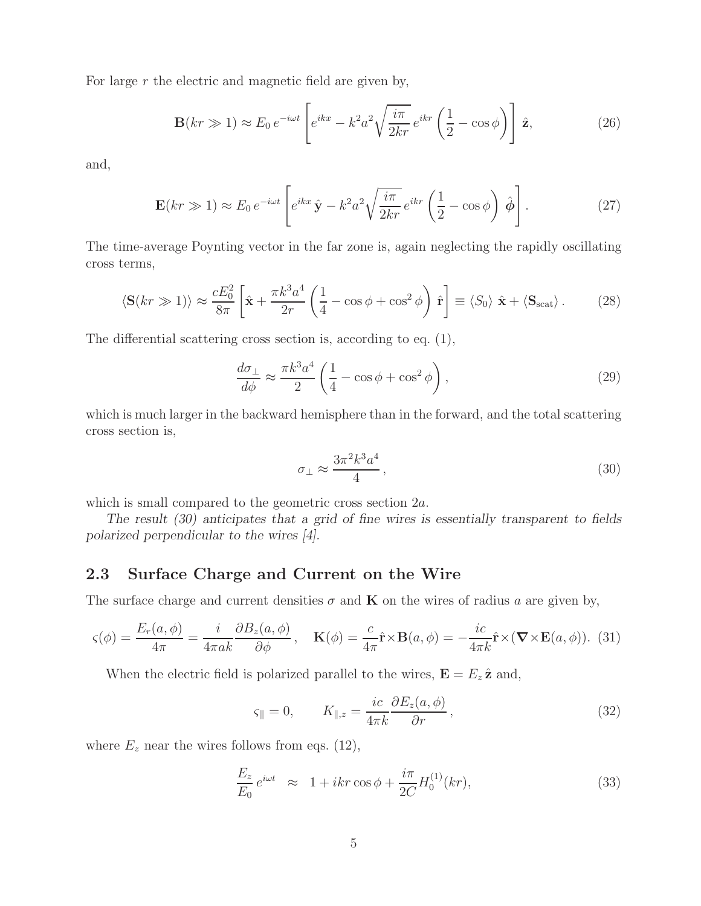For large $r$ the electric and magnetic field are given by,

$$\mathbf{B}(kr \gg 1) \approx E_0\, e^{-i\omega t} \left[ e^{ikx} - k^2 a^2 \sqrt{\frac{i\pi}{2kr}}\, e^{ikr} \left( \frac{1}{2} - \cos\phi \right) \right] \hat{\mathbf{z}}, \tag{26}$$

and,

$$\mathbf{E}(kr \gg 1) \approx E_0\, e^{-i\omega t} \left[ e^{ikx}\, \hat{\mathbf{y}} - k^2 a^2 \sqrt{\frac{i\pi}{2kr}}\, e^{ikr} \left( \frac{1}{2} - \cos\phi \right)\, \hat{\boldsymbol{\phi}} \right]. \tag{27}$$

The time-average Poynting vector in the far zone is, again neglecting the rapidly oscillating cross terms,

$$\langle \mathbf{S}(kr \gg 1) \rangle \approx \frac{c E_0^2}{8\pi} \left[ \hat{\mathbf{x}} + \frac{\pi k^3 a^4}{2r} \left( \frac{1}{4} - \cos\phi + \cos^2\phi \right) \hat{\mathbf{r}} \right] \equiv \langle S_0 \rangle\ \hat{\mathbf{x}} + \langle \mathbf{S}_{\rm scat} \rangle . \tag{28}$$

The differential scattering cross section is, according to eq. (1),

$$\frac{d\sigma_\perp}{d\phi} \approx \frac{\pi k^3 a^4}{2} \left( \frac{1}{4} - \cos\phi + \cos^2\phi \right), \tag{29}$$

which is much larger in the backward hemisphere than in the forward, and the total scattering cross section is,

$$\sigma_\perp \approx \frac{3\pi^2 k^3 a^4}{4}, \tag{30}$$

which is small compared to the geometric cross section $2a$.

*The result (30) anticipates that a grid of fine wires is essentially transparent to fields polarized perpendicular to the wires [4].*

### 2.3 Surface Charge and Current on the Wire

The surface charge and current densities $\sigma$ and $\mathbf{K}$ on the wires of radius $a$ are given by,

$$\varsigma(\phi) = \frac{E_r(a,\phi)}{4\pi} = \frac{i}{4\pi a k} \frac{\partial B_z(a,\phi)}{\partial \phi}, \quad \mathbf{K}(\phi) = \frac{c}{4\pi} \hat{\mathbf{r}} \times \mathbf{B}(a,\phi) = -\frac{ic}{4\pi k} \hat{\mathbf{r}} \times (\boldsymbol{\nabla} \times \mathbf{E}(a,\phi)). \tag{31}$$

When the electric field is polarized parallel to the wires, $\mathbf{E} = E_z\, \hat{\mathbf{z}}$ and,

$$\varsigma_\parallel = 0, \qquad K_{\parallel,z} = \frac{ic}{4\pi k} \frac{\partial E_z(a,\phi)}{\partial r}, \tag{32}$$

where $E_z$ near the wires follows from eqs. (12),

$$\frac{E_z}{E_0}\, e^{i\omega t} \ \ \approx \ \ 1 + ikr\cos\phi + \frac{i\pi}{2C} H_0^{(1)}(kr), \tag{33}$$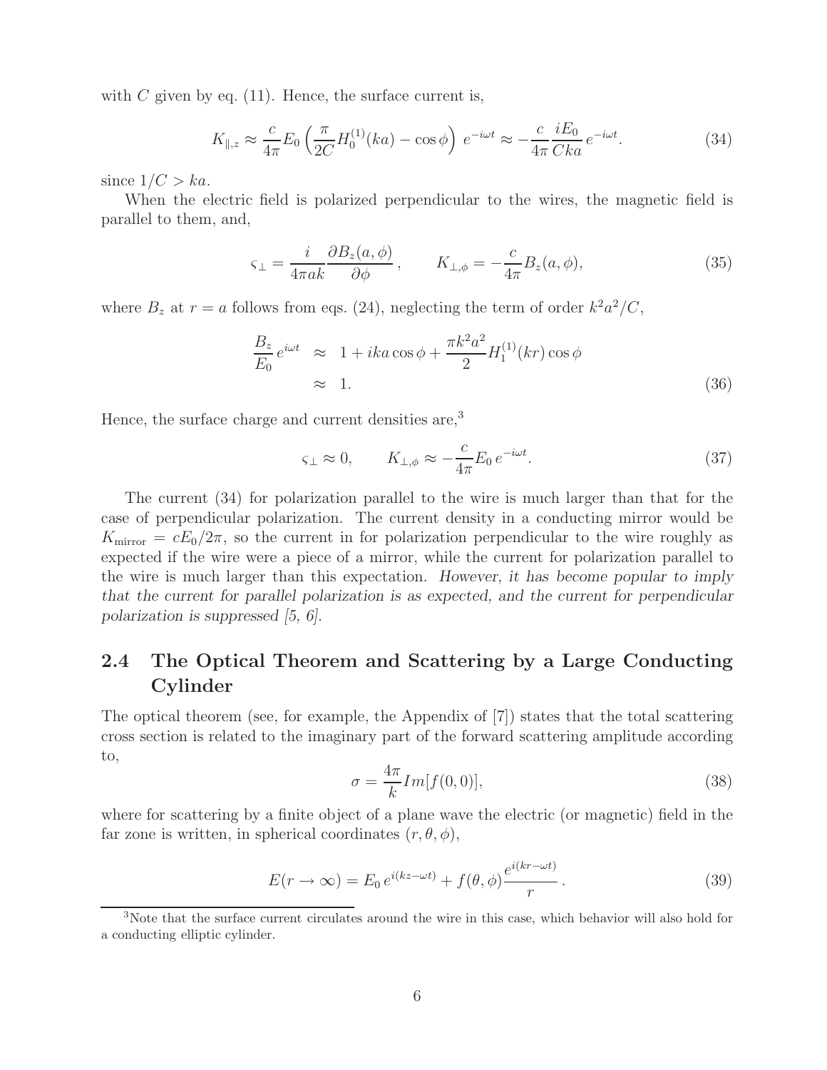with $C$ given by eq. (11). Hence, the surface current is,

$$K_{\parallel,z} \approx \frac{c}{4\pi} E_0 \left( \frac{\pi}{2C} H_0^{(1)}(ka) - \cos\phi \right) e^{-i\omega t} \approx -\frac{c}{4\pi} \frac{iE_0}{Cka} e^{-i\omega t}. \tag{34}$$

since $1/C > ka$.

When the electric field is polarized perpendicular to the wires, the magnetic field is parallel to them, and,

$$\varsigma_\perp = \frac{i}{4\pi ak} \frac{\partial B_z(a,\phi)}{\partial \phi}, \qquad K_{\perp,\phi} = -\frac{c}{4\pi} B_z(a,\phi), \tag{35}$$

where $B_z$ at $r = a$ follows from eqs. (24), neglecting the term of order $k^2a^2/C$,

$$\begin{aligned} \frac{B_z}{E_0} e^{i\omega t} &\approx 1 + ika\cos\phi + \frac{\pi k^2 a^2}{2} H_1^{(1)}(kr)\cos\phi \\ &\approx 1. \end{aligned} \tag{36}$$

Hence, the surface charge and current densities are,[3]

$$\varsigma_\perp \approx 0, \qquad K_{\perp,\phi} \approx -\frac{c}{4\pi} E_0 \, e^{-i\omega t}. \tag{37}$$

The current (34) for polarization parallel to the wire is much larger than that for the case of perpendicular polarization. The current density in a conducting mirror would be $K_{\rm mirror} = cE_0/2\pi$, so the current in for polarization perpendicular to the wire roughly as expected if the wire were a piece of a mirror, while the current for polarization parallel to the wire is much larger than this expectation. *However, it has become popular to imply that the current for parallel polarization is as expected, and the current for perpendicular polarization is suppressed [5, 6].*

## 2.4 The Optical Theorem and Scattering by a Large Conducting Cylinder

The optical theorem (see, for example, the Appendix of [7]) states that the total scattering cross section is related to the imaginary part of the forward scattering amplitude according to,

$$\sigma = \frac{4\pi}{k} Im[f(0,0)], \tag{38}$$

where for scattering by a finite object of a plane wave the electric (or magnetic) field in the far zone is written, in spherical coordinates $(r, \theta, \phi)$,

$$E(r \to \infty) = E_0 \, e^{i(kz - \omega t)} + f(\theta,\phi) \frac{e^{i(kr-\omega t)}}{r}. \tag{39}$$

[3]Note that the surface current circulates around the wire in this case, which behavior will also hold for a conducting elliptic cylinder.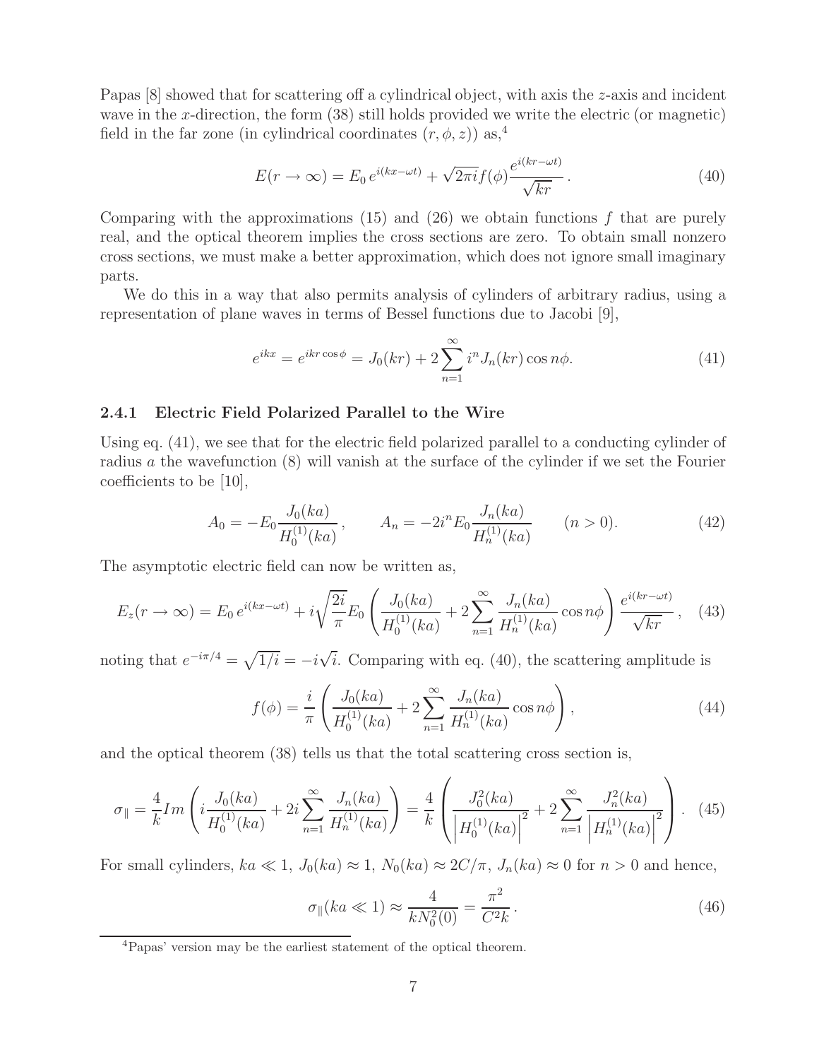Papas [8] showed that for scattering off a cylindrical object, with axis the $z$-axis and incident wave in the $x$-direction, the form (38) still holds provided we write the electric (or magnetic) field in the far zone (in cylindrical coordinates $(r, \phi, z)$) as,[4]

$$
E(r \to \infty) = E_0 \, e^{i(kx - \omega t)} + \sqrt{2\pi i} f(\phi) \frac{e^{i(kr - \omega t)}}{\sqrt{kr}} . \tag{40}
$$

Comparing with the approximations (15) and (26) we obtain functions $f$ that are purely real, and the optical theorem implies the cross sections are zero. To obtain small nonzero cross sections, we must make a better approximation, which does not ignore small imaginary parts.

We do this in a way that also permits analysis of cylinders of arbitrary radius, using a representation of plane waves in terms of Bessel functions due to Jacobi [9],

$$
e^{ikx} = e^{ikr\cos\phi} = J_0(kr) + 2 \sum_{n=1}^{\infty} i^n J_n(kr) \cos n\phi. \tag{41}
$$

### 2.4.1 Electric Field Polarized Parallel to the Wire

Using eq. (41), we see that for the electric field polarized parallel to a conducting cylinder of radius $a$ the wavefunction (8) will vanish at the surface of the cylinder if we set the Fourier coefficients to be [10],

$$
A_0 = -E_0 \frac{J_0(ka)}{H_0^{(1)}(ka)} , \qquad A_n = -2 i^n E_0 \frac{J_n(ka)}{H_n^{(1)}(ka)} \qquad (n > 0). \tag{42}
$$

The asymptotic electric field can now be written as,

$$
E_z(r \to \infty) = E_0 \, e^{i(kx - \omega t)} + i \sqrt{\frac{2i}{\pi}} E_0 \left( \frac{J_0(ka)}{H_0^{(1)}(ka)} + 2 \sum_{n=1}^{\infty} \frac{J_n(ka)}{H_n^{(1)}(ka)} \cos n\phi \right) \frac{e^{i(kr - \omega t)}}{\sqrt{kr}} , \tag{43}
$$

noting that $e^{-i\pi/4} = \sqrt{1/i} = -i\sqrt{i}$. Comparing with eq. (40), the scattering amplitude is

$$
f(\phi) = \frac{i}{\pi} \left( \frac{J_0(ka)}{H_0^{(1)}(ka)} + 2 \sum_{n=1}^{\infty} \frac{J_n(ka)}{H_n^{(1)}(ka)} \cos n\phi \right), \tag{44}
$$

and the optical theorem (38) tells us that the total scattering cross section is,

$$
\sigma_\parallel = \frac{4}{k} Im \left( i \frac{J_0(ka)}{H_0^{(1)}(ka)} + 2i \sum_{n=1}^{\infty} \frac{J_n(ka)}{H_n^{(1)}(ka)} \right) = \frac{4}{k} \left( \frac{J_0^2(ka)}{\left| H_0^{(1)}(ka) \right|^2} + 2 \sum_{n=1}^{\infty} \frac{J_n^2(ka)}{\left| H_n^{(1)}(ka) \right|^2} \right). \tag{45}
$$

For small cylinders, $ka \ll 1$, $J_0(ka) \approx 1$, $N_0(ka) \approx 2C/\pi$, $J_n(ka) \approx 0$ for $n > 0$ and hence,

$$
\sigma_\parallel(ka \ll 1) \approx \frac{4}{k N_0^2(0)} = \frac{\pi^2}{C^2 k} . \tag{46}
$$

---

[4] Papas' version may be the earliest statement of the optical theorem.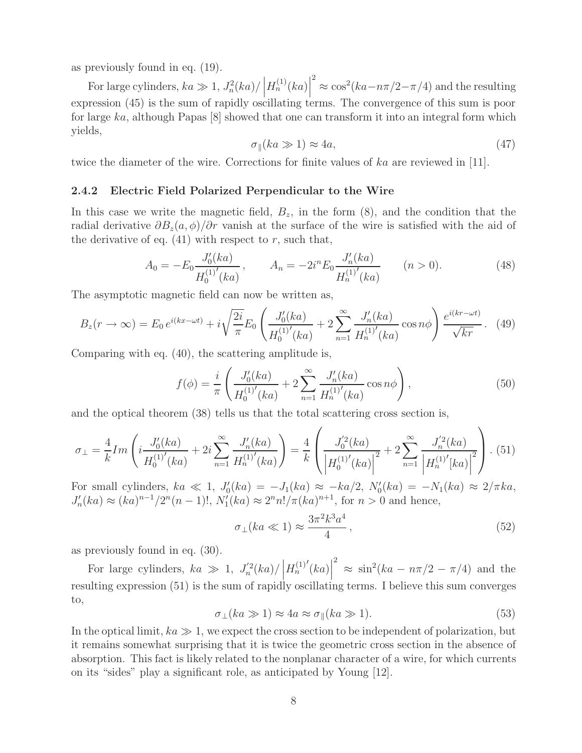as previously found in eq. (19).

For large cylinders, $ka \gg 1$, $J_n^2(ka)/\left|H_n^{(1)}(ka)\right|^2 \approx \cos^2(ka - n\pi/2 - \pi/4)$ and the resulting expression (45) is the sum of rapidly oscillating terms. The convergence of this sum is poor for large $ka$, although Papas [8] showed that one can transform it into an integral form which yields,

$$\sigma_\parallel(ka \gg 1) \approx 4a, \tag{47}$$

twice the diameter of the wire. Corrections for finite values of $ka$ are reviewed in [11].

### 2.4.2 Electric Field Polarized Perpendicular to the Wire

In this case we write the magnetic field, $B_z$, in the form (8), and the condition that the radial derivative $\partial B_z(a, \phi)/\partial r$ vanish at the surface of the wire is satisfied with the aid of the derivative of eq. (41) with respect to $r$, such that,

$$A_0 = -E_0 \frac{J_0'(ka)}{H_0^{(1)'}(ka)}, \qquad A_n = -2i^n E_0 \frac{J_n'(ka)}{H_n^{(1)'}(ka)} \qquad (n > 0). \tag{48}$$

The asymptotic magnetic field can now be written as,

$$B_z(r \to \infty) = E_0\, e^{i(kx-\omega t)} + i\sqrt{\frac{2i}{\pi}} E_0 \left( \frac{J_0'(ka)}{H_0^{(1)'}(ka)} + 2\sum_{n=1}^{\infty} \frac{J_n'(ka)}{H_n^{(1)'}(ka)} \cos n\phi \right) \frac{e^{i(kr-\omega t)}}{\sqrt{kr}}. \tag{49}$$

Comparing with eq. (40), the scattering amplitude is,

$$f(\phi) = \frac{i}{\pi} \left( \frac{J_0'(ka)}{H_0^{(1)'}(ka)} + 2\sum_{n=1}^{\infty} \frac{J_n'(ka)}{H_n^{(1)'}(ka)} \cos n\phi \right), \tag{50}$$

and the optical theorem (38) tells us that the total scattering cross section is,

$$\sigma_\perp = \frac{4}{k} Im \left( i\frac{J_0'(ka)}{H_0^{(1)'}(ka)} + 2i\sum_{n=1}^{\infty} \frac{J_n'(ka)}{H_n^{(1)'}(ka)} \right) = \frac{4}{k} \left( \frac{J_0'^2(ka)}{\left|H_0^{(1)'}(ka)\right|^2} + 2\sum_{n=1}^{\infty} \frac{J_n'^2(ka)}{\left|H_n^{(1)'}[ka)\right|^2} \right). \tag{51}$$

For small cylinders, $ka \ll 1$, $J_0'(ka) = -J_1(ka) \approx -ka/2$, $N_0'(ka) = -N_1(ka) \approx 2/\pi ka$, $J_n'(ka) \approx (ka)^{n-1}/2^n(n-1)!$, $N_1'(ka) \approx 2^n n!/\pi(ka)^{n+1}$, for $n > 0$ and hence,

$$\sigma_\perp(ka \ll 1) \approx \frac{3\pi^2 k^3 a^4}{4}, \tag{52}$$

as previously found in eq. (30).

For large cylinders, $ka \gg 1$, $J_n'^2(ka)/\left|H_n^{(1)'}(ka)\right|^2 \approx \sin^2(ka - n\pi/2 - \pi/4)$ and the resulting expression (51) is the sum of rapidly oscillating terms. I believe this sum converges to,

$$\sigma_\perp(ka \gg 1) \approx 4a \approx \sigma_\parallel(ka \gg 1). \tag{53}$$

In the optical limit, $ka \gg 1$, we expect the cross section to be independent of polarization, but it remains somewhat surprising that it is twice the geometric cross section in the absence of absorption. This fact is likely related to the nonplanar character of a wire, for which currents on its "sides" play a significant role, as anticipated by Young [12].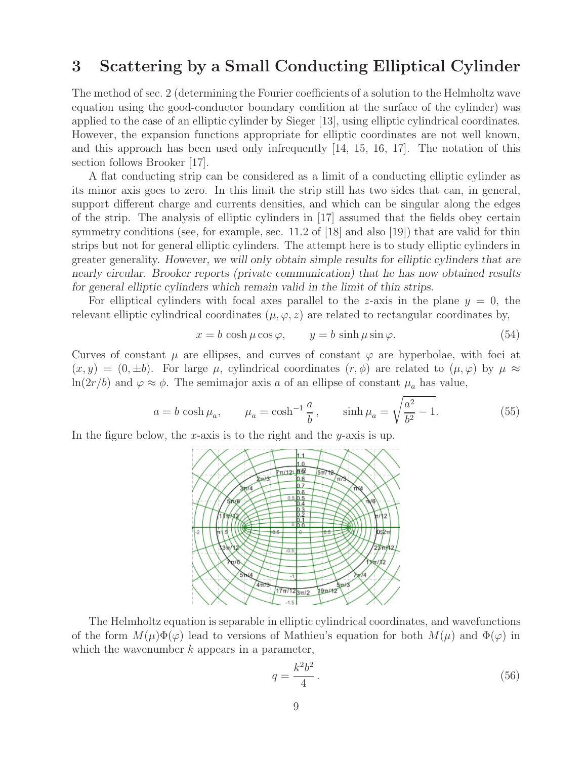# 3 Scattering by a Small Conducting Elliptical Cylinder

The method of sec. 2 (determining the Fourier coefficients of a solution to the Helmholtz wave equation using the good-conductor boundary condition at the surface of the cylinder) was applied to the case of an elliptic cylinder by Sieger [13], using elliptic cylindrical coordinates. However, the expansion functions appropriate for elliptic coordinates are not well known, and this approach has been used only infrequently [14, 15, 16, 17]. The notation of this section follows Brooker [17].

A flat conducting strip can be considered as a limit of a conducting elliptic cylinder as its minor axis goes to zero. In this limit the strip still has two sides that can, in general, support different charge and currents densities, and which can be singular along the edges of the strip. The analysis of elliptic cylinders in [17] assumed that the fields obey certain symmetry conditions (see, for example, sec. 11.2 of [18] and also [19]) that are valid for thin strips but not for general elliptic cylinders. The attempt here is to study elliptic cylinders in greater generality. *However, we will only obtain simple results for elliptic cylinders that are nearly circular. Brooker reports (private communication) that he has now obtained results for general elliptic cylinders which remain valid in the limit of thin strips.*

For elliptical cylinders with focal axes parallel to the $z$-axis in the plane $y = 0$, the relevant elliptic cylindrical coordinates $(\mu, \varphi, z)$ are related to rectangular coordinates by,

$$x = b\,\cosh\mu\cos\varphi, \qquad y = b\,\sinh\mu\sin\varphi. \tag{54}$$

Curves of constant $\mu$ are ellipses, and curves of constant $\varphi$ are hyperbolae, with foci at $(x, y) = (0, \pm b)$. For large $\mu$, cylindrical coordinates $(r, \phi)$ are related to $(\mu, \varphi)$ by $\mu \approx \ln(2r/b)$ and $\varphi \approx \phi$. The semimajor axis $a$ of an ellipse of constant $\mu_a$ has value,

$$a = b\,\cosh\mu_a, \qquad \mu_a = \cosh^{-1}\frac{a}{b}, \qquad \sinh\mu_a = \sqrt{\frac{a^2}{b^2} - 1}. \tag{55}$$

In the figure below, the $x$-axis is to the right and the $y$-axis is up.

The Helmholtz equation is separable in elliptic cylindrical coordinates, and wavefunctions of the form $M(\mu)\Phi(\varphi)$ lead to versions of Mathieu's equation for both $M(\mu)$ and $\Phi(\varphi)$ in which the wavenumber $k$ appears in a parameter,

$$q = \frac{k^2 b^2}{4}. \tag{56}$$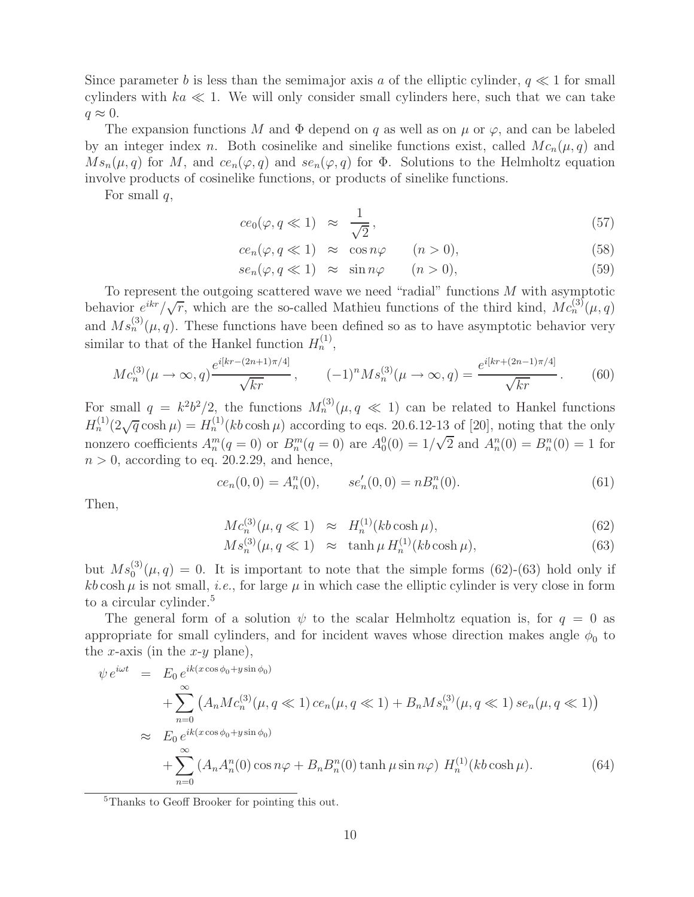Since parameter $b$ is less than the semimajor axis $a$ of the elliptic cylinder, $q \ll 1$ for small cylinders with $ka \ll 1$. We will only consider small cylinders here, such that we can take $q \approx 0$.

The expansion functions $M$ and $\Phi$ depend on $q$ as well as on $\mu$ or $\varphi$, and can be labeled by an integer index $n$. Both cosinelike and sinelike functions exist, called $Mc_n(\mu, q)$ and $Ms_n(\mu, q)$ for $M$, and $ce_n(\varphi, q)$ and $se_n(\varphi, q)$ for $\Phi$. Solutions to the Helmholtz equation involve products of cosinelike functions, or products of sinelike functions.

For small $q$,

$$ce_0(\varphi, q \ll 1) \approx \frac{1}{\sqrt{2}}, \tag{57}$$

$$ce_n(\varphi, q \ll 1) \approx \cos n\varphi \qquad (n > 0), \tag{58}$$

$$se_n(\varphi, q \ll 1) \approx \sin n\varphi \qquad (n > 0), \tag{59}$$

To represent the outgoing scattered wave we need "radial" functions $M$ with asymptotic behavior $e^{ikr}/\sqrt{r}$, which are the so-called Mathieu functions of the third kind, $Mc_n^{(3)}(\mu, q)$ and $Ms_n^{(3)}(\mu, q)$. These functions have been defined so as to have asymptotic behavior very similar to that of the Hankel function $H_n^{(1)}$,

$$Mc_n^{(3)}(\mu \to \infty, q)\frac{e^{i[kr-(2n+1)\pi/4]}}{\sqrt{kr}}, \qquad (-1)^n Ms_n^{(3)}(\mu \to \infty, q) = \frac{e^{i[kr+(2n-1)\pi/4]}}{\sqrt{kr}}. \tag{60}$$

For small $q = k^2b^2/2$, the functions $M_n^{(3)}(\mu, q \ll 1)$ can be related to Hankel functions $H_n^{(1)}(2\sqrt{q}\cosh\mu) = H_n^{(1)}(kb\cosh\mu)$ according to eqs. 20.6.12-13 of [20], noting that the only nonzero coefficients $A_n^m(q = 0)$ or $B_n^m(q = 0)$ are $A_0^0(0) = 1/\sqrt{2}$ and $A_n^n(0) = B_n^n(0) = 1$ for $n > 0$, according to eq. 20.2.29, and hence,

$$ce_n(0, 0) = A_n^n(0), \qquad se_n'(0, 0) = nB_n^n(0). \tag{61}$$

Then,

$$Mc_n^{(3)}(\mu, q \ll 1) \approx H_n^{(1)}(kb\cosh\mu), \tag{62}$$

$$Ms_n^{(3)}(\mu, q \ll 1) \approx \tanh\mu \, H_n^{(1)}(kb\cosh\mu), \tag{63}$$

but $Ms_0^{(3)}(\mu, q) = 0$. It is important to note that the simple forms (62)-(63) hold only if $kb\cosh\mu$ is not small, *i.e.*, for large $\mu$ in which case the elliptic cylinder is very close in form to a circular cylinder.[5]

The general form of a solution $\psi$ to the scalar Helmholtz equation is, for $q = 0$ as appropriate for small cylinders, and for incident waves whose direction makes angle $\phi_0$ to the $x$-axis (in the $x$-$y$ plane),

$$\begin{aligned}
\psi\, e^{i\omega t} &= E_0\, e^{ik(x\cos\phi_0 + y\sin\phi_0)} \\
&\quad + \sum_{n=0}^{\infty} \left( A_n Mc_n^{(3)}(\mu, q \ll 1)\, ce_n(\mu, q \ll 1) + B_n Ms_n^{(3)}(\mu, q \ll 1)\, se_n(\mu, q \ll 1) \right) \\
&\approx E_0\, e^{ik(x\cos\phi_0 + y\sin\phi_0)} \\
&\quad + \sum_{n=0}^{\infty} \left( A_n A_n^n(0)\cos n\varphi + B_n B_n^n(0)\tanh\mu\sin n\varphi \right) H_n^{(1)}(kb\cosh\mu).
\end{aligned} \tag{64}$$

---

[5] Thanks to Geoff Brooker for pointing this out.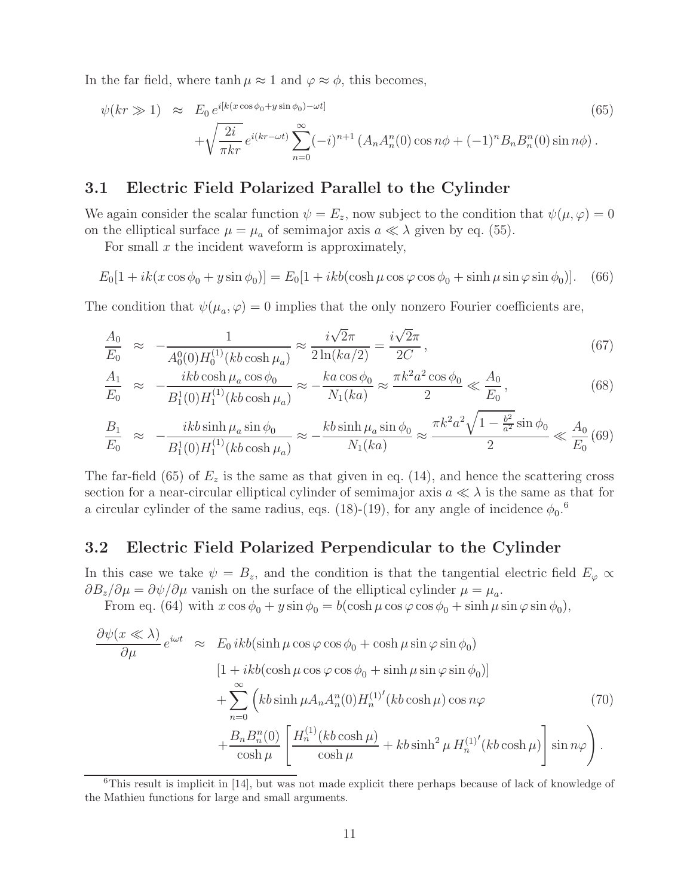In the far field, where $\tanh\mu \approx 1$ and $\varphi \approx \phi$, this becomes,

$$
\begin{aligned}
\psi(kr \gg 1) &\approx E_0\, e^{i[k(x\cos\phi_0 + y\sin\phi_0) - \omega t]} \\
&\quad + \sqrt{\frac{2i}{\pi kr}}\, e^{i(kr-\omega t)} \sum_{n=0}^{\infty} (-i)^{n+1} \left(A_n A_n^n(0)\cos n\phi + (-1)^n B_n B_n^n(0)\sin n\phi\right).
\end{aligned}
\tag{65}
$$

## 3.1 Electric Field Polarized Parallel to the Cylinder

We again consider the scalar function $\psi = E_z$, now subject to the condition that $\psi(\mu,\varphi) = 0$ on the elliptical surface $\mu = \mu_a$ of semimajor axis $a \ll \lambda$ given by eq. (55).

For small $x$ the incident waveform is approximately,

$$
E_0[1 + ik(x\cos\phi_0 + y\sin\phi_0)] = E_0[1 + ikb(\cosh\mu\cos\varphi\cos\phi_0 + \sinh\mu\sin\varphi\sin\phi_0)]. \tag{66}
$$

The condition that $\psi(\mu_a,\varphi) = 0$ implies that the only nonzero Fourier coefficients are,

$$
\frac{A_0}{E_0} \approx -\frac{1}{A_0^0(0) H_0^{(1)}(kb\cosh\mu_a)} \approx \frac{i\sqrt{2}\pi}{2\ln(ka/2)} = \frac{i\sqrt{2}\pi}{2C}, \tag{67}
$$

$$
\frac{A_1}{E_0} \approx -\frac{ikb\cosh\mu_a\cos\phi_0}{B_1^1(0) H_1^{(1)}(kb\cosh\mu_a)} \approx -\frac{ka\cos\phi_0}{N_1(ka)} \approx \frac{\pi k^2 a^2\cos\phi_0}{2} \ll \frac{A_0}{E_0}, \tag{68}
$$

$$
\frac{B_1}{E_0} \approx -\frac{ikb\sinh\mu_a\sin\phi_0}{B_1^1(0) H_1^{(1)}(kb\cosh\mu_a)} \approx -\frac{kb\sinh\mu_a\sin\phi_0}{N_1(ka)} \approx \frac{\pi k^2 a^2\sqrt{1-\frac{b^2}{a^2}}\sin\phi_0}{2} \ll \frac{A_0}{E_0} \tag{69}
$$

The far-field (65) of $E_z$ is the same as that given in eq. (14), and hence the scattering cross section for a near-circular elliptical cylinder of semimajor axis $a \ll \lambda$ is the same as that for a circular cylinder of the same radius, eqs. (18)-(19), for any angle of incidence $\phi_0$.[6]

## 3.2 Electric Field Polarized Perpendicular to the Cylinder

In this case we take $\psi = B_z$, and the condition is that the tangential electric field $E_\varphi \propto \partial B_z/\partial\mu = \partial\psi/\partial\mu$ vanish on the surface of the elliptical cylinder $\mu = \mu_a$.

From eq. (64) with $x\cos\phi_0 + y\sin\phi_0 = b(\cosh\mu\cos\varphi\cos\phi_0 + \sinh\mu\sin\varphi\sin\phi_0)$,

$$
\begin{aligned}
\frac{\partial\psi(x \ll \lambda)}{\partial\mu}\, e^{i\omega t} &\approx E_0\, ikb(\sinh\mu\cos\varphi\cos\phi_0 + \cosh\mu\sin\varphi\sin\phi_0) \\
&\quad [1 + ikb(\cosh\mu\cos\varphi\cos\phi_0 + \sinh\mu\sin\varphi\sin\phi_0)] \\
&\quad + \sum_{n=0}^{\infty} \Big( kb\sinh\mu A_n A_n^n(0) H_n^{(1)'}(kb\cosh\mu)\cos n\varphi \\
&\quad + \frac{B_n B_n^n(0)}{\cosh\mu}\left[\frac{H_n^{(1)}(kb\cosh\mu)}{\cosh\mu} + kb\sinh^2\mu\, H_n^{(1)'}(kb\cosh\mu)\right]\sin n\varphi \Big).
\end{aligned}
\tag{70}
$$

[6] This result is implicit in [14], but was not made explicit there perhaps because of lack of knowledge of the Mathieu functions for large and small arguments.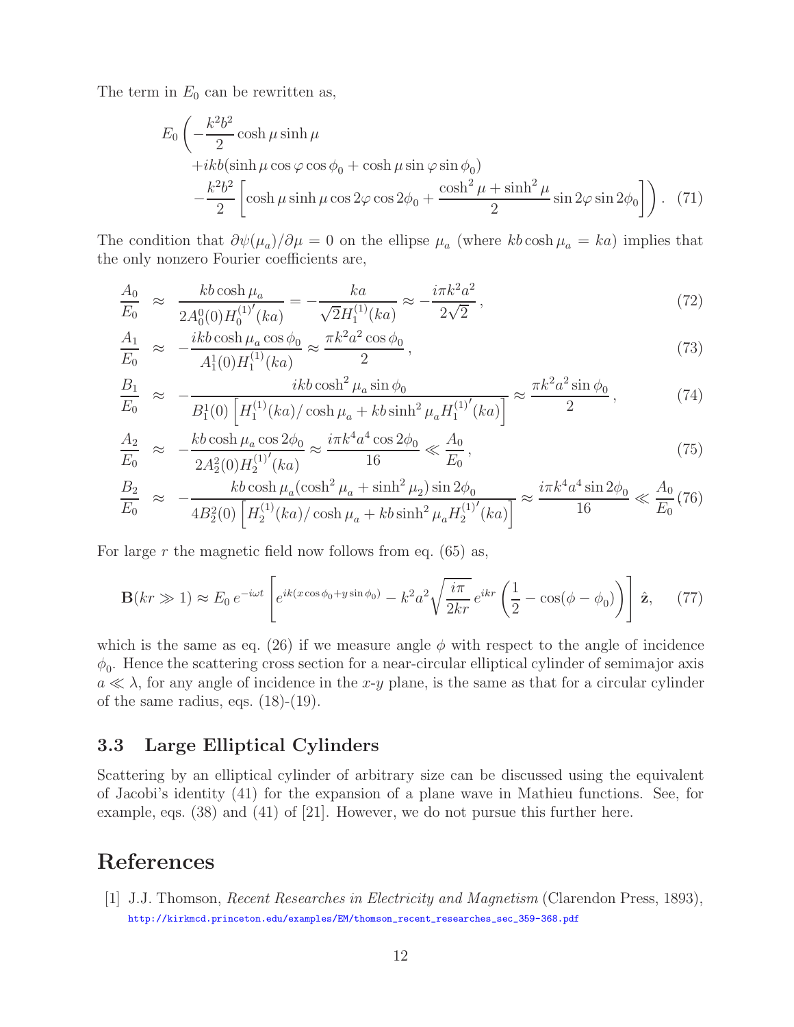The term in $E_0$ can be rewritten as,

$$
E_0 \left( -\frac{k^2 b^2}{2} \cosh\mu \sinh\mu \right.
+ikb(\sinh\mu \cos\varphi \cos\phi_0 + \cosh\mu \sin\varphi \sin\phi_0)
\left. -\frac{k^2 b^2}{2} \left[ \cosh\mu \sinh\mu \cos 2\varphi \cos 2\phi_0 + \frac{\cosh^2\mu + \sinh^2\mu}{2} \sin 2\varphi \sin 2\phi_0 \right] \right). \quad (71)
$$

The condition that $\partial\psi(\mu_a)/\partial\mu = 0$ on the ellipse $\mu_a$ (where $kb\cosh\mu_a = ka$) implies that the only nonzero Fourier coefficients are,

$$
\frac{A_0}{E_0} \approx \frac{kb\cosh\mu_a}{2A_0^0(0) H_0^{(1)'}(ka)} = -\frac{ka}{\sqrt{2} H_1^{(1)}(ka)} \approx -\frac{i\pi k^2 a^2}{2\sqrt{2}}, \quad (72)
$$

$$
\frac{A_1}{E_0} \approx -\frac{ikb\cosh\mu_a \cos\phi_0}{A_1^1(0) H_1^{(1)}(ka)} \approx \frac{\pi k^2 a^2 \cos\phi_0}{2}, \quad (73)
$$

$$
\frac{B_1}{E_0} \approx -\frac{ikb\cosh^2\mu_a \sin\phi_0}{B_1^1(0)\left[ H_1^{(1)}(ka)/\cosh\mu_a + kb\sinh^2\mu_a H_1^{(1)'}(ka) \right]} \approx \frac{\pi k^2 a^2 \sin\phi_0}{2}, \quad (74)
$$

$$
\frac{A_2}{E_0} \approx -\frac{kb\cosh\mu_a \cos 2\phi_0}{2A_2^2(0) H_2^{(1)'}(ka)} \approx \frac{i\pi k^4 a^4 \cos 2\phi_0}{16} \ll \frac{A_0}{E_0}, \quad (75)
$$

$$
\frac{B_2}{E_0} \approx -\frac{kb\cosh\mu_a(\cosh^2\mu_a + \sinh^2\mu_2)\sin 2\phi_0}{4B_2^2(0)\left[ H_2^{(1)}(ka)/\cosh\mu_a + kb\sinh^2\mu_a H_2^{(1)'}(ka) \right]} \approx \frac{i\pi k^4 a^4 \sin 2\phi_0}{16} \ll \frac{A_0}{E_0} \quad (76)
$$

For large $r$ the magnetic field now follows from eq. (65) as,

$$
\mathbf{B}(kr \gg 1) \approx E_0\, e^{-i\omega t} \left[ e^{ik(x\cos\phi_0 + y\sin\phi_0)} - k^2 a^2 \sqrt{\frac{i\pi}{2kr}}\, e^{ikr} \left( \frac{1}{2} - \cos(\phi - \phi_0) \right) \right] \hat{\mathbf{z}}, \quad (77)
$$

which is the same as eq. (26) if we measure angle $\phi$ with respect to the angle of incidence $\phi_0$. Hence the scattering cross section for a near-circular elliptical cylinder of semimajor axis $a \ll \lambda$, for any angle of incidence in the $x$-$y$ plane, is the same as that for a circular cylinder of the same radius, eqs. (18)-(19).

### 3.3 Large Elliptical Cylinders

Scattering by an elliptical cylinder of arbitrary size can be discussed using the equivalent of Jacobi's identity (41) for the expansion of a plane wave in Mathieu functions. See, for example, eqs. (38) and (41) of [21]. However, we do not pursue this further here.

## References

[1] J.J. Thomson, *Recent Researches in Electricity and Magnetism* (Clarendon Press, 1893), http://kirkmcd.princeton.edu/examples/EM/thomson_recent_researches_sec_359-368.pdf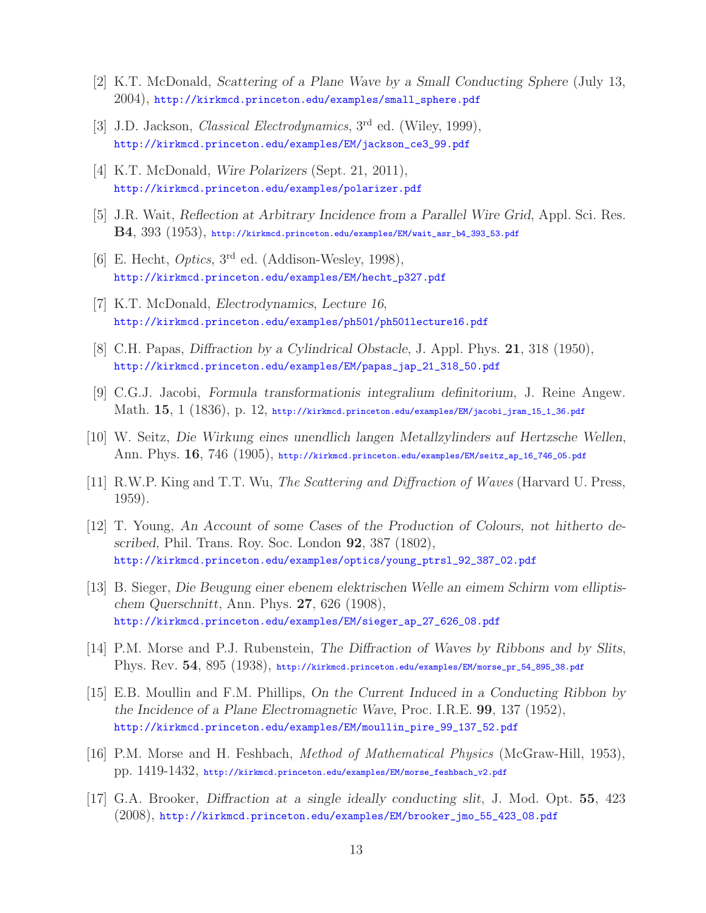[2] K.T. McDonald, *Scattering of a Plane Wave by a Small Conducting Sphere* (July 13, 2004), http://kirkmcd.princeton.edu/examples/small_sphere.pdf

[3] J.D. Jackson, *Classical Electrodynamics*, 3rd ed. (Wiley, 1999), http://kirkmcd.princeton.edu/examples/EM/jackson_ce3_99.pdf

[4] K.T. McDonald, *Wire Polarizers* (Sept. 21, 2011), http://kirkmcd.princeton.edu/examples/polarizer.pdf

[5] J.R. Wait, *Reflection at Arbitrary Incidence from a Parallel Wire Grid*, Appl. Sci. Res. **B4**, 393 (1953), http://kirkmcd.princeton.edu/examples/EM/wait_asr_b4_393_53.pdf

[6] E. Hecht, *Optics*, 3rd ed. (Addison-Wesley, 1998), http://kirkmcd.princeton.edu/examples/EM/hecht_p327.pdf

[7] K.T. McDonald, *Electrodynamics, Lecture 16*, http://kirkmcd.princeton.edu/examples/ph501/ph501lecture16.pdf

[8] C.H. Papas, *Diffraction by a Cylindrical Obstacle*, J. Appl. Phys. **21**, 318 (1950), http://kirkmcd.princeton.edu/examples/EM/papas_jap_21_318_50.pdf

[9] C.G.J. Jacobi, *Formula transformationis integralium definitorium*, J. Reine Angew. Math. **15**, 1 (1836), p. 12, http://kirkmcd.princeton.edu/examples/EM/jacobi_jram_15_1_36.pdf

[10] W. Seitz, *Die Wirkung eines unendlich langen Metallzylinders auf Hertzsche Wellen*, Ann. Phys. **16**, 746 (1905), http://kirkmcd.princeton.edu/examples/EM/seitz_ap_16_746_05.pdf

[11] R.W.P. King and T.T. Wu, *The Scattering and Diffraction of Waves* (Harvard U. Press, 1959).

[12] T. Young, *An Account of some Cases of the Production of Colours, not hitherto described*, Phil. Trans. Roy. Soc. London **92**, 387 (1802), http://kirkmcd.princeton.edu/examples/optics/young_ptrsl_92_387_02.pdf

[13] B. Sieger, *Die Beugung einer ebenem elektrischen Welle an eimem Schirm vom elliptischem Querschnitt*, Ann. Phys. **27**, 626 (1908), http://kirkmcd.princeton.edu/examples/EM/sieger_ap_27_626_08.pdf

[14] P.M. Morse and P.J. Rubenstein, *The Diffraction of Waves by Ribbons and by Slits*, Phys. Rev. **54**, 895 (1938), http://kirkmcd.princeton.edu/examples/EM/morse_pr_54_895_38.pdf

[15] E.B. Moullin and F.M. Phillips, *On the Current Induced in a Conducting Ribbon by the Incidence of a Plane Electromagnetic Wave*, Proc. I.R.E. **99**, 137 (1952), http://kirkmcd.princeton.edu/examples/EM/moullin_pire_99_137_52.pdf

[16] P.M. Morse and H. Feshbach, *Method of Mathematical Physics* (McGraw-Hill, 1953), pp. 1419-1432, http://kirkmcd.princeton.edu/examples/EM/morse_feshbach_v2.pdf

[17] G.A. Brooker, *Diffraction at a single ideally conducting slit*, J. Mod. Opt. **55**, 423 (2008), http://kirkmcd.princeton.edu/examples/EM/brooker_jmo_55_423_08.pdf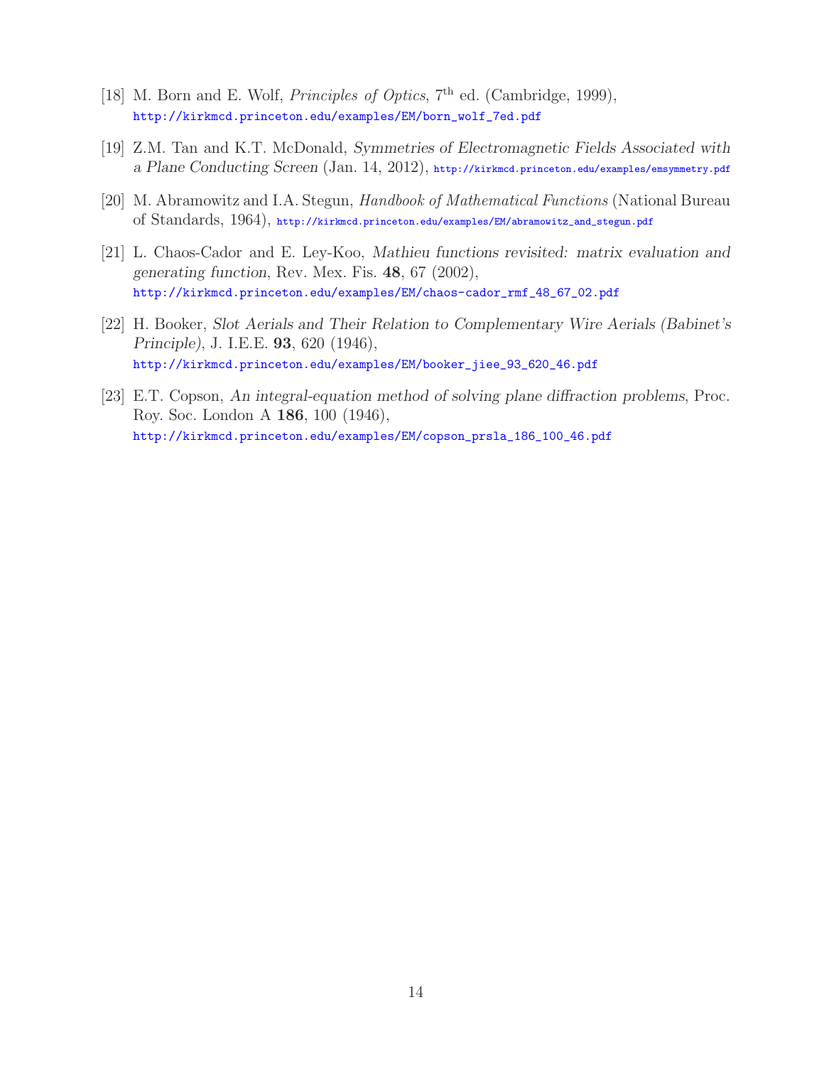[18] M. Born and E. Wolf, *Principles of Optics*, 7th ed. (Cambridge, 1999), http://kirkmcd.princeton.edu/examples/EM/born_wolf_7ed.pdf

[19] Z.M. Tan and K.T. McDonald, *Symmetries of Electromagnetic Fields Associated with a Plane Conducting Screen* (Jan. 14, 2012), http://kirkmcd.princeton.edu/examples/emsymmetry.pdf

[20] M. Abramowitz and I.A. Stegun, *Handbook of Mathematical Functions* (National Bureau of Standards, 1964), http://kirkmcd.princeton.edu/examples/EM/abramowitz_and_stegun.pdf

[21] L. Chaos-Cador and E. Ley-Koo, *Mathieu functions revisited: matrix evaluation and generating function*, Rev. Mex. Fis. **48**, 67 (2002), http://kirkmcd.princeton.edu/examples/EM/chaos-cador_rmf_48_67_02.pdf

[22] H. Booker, *Slot Aerials and Their Relation to Complementary Wire Aerials (Babinet's Principle)*, J. I.E.E. **93**, 620 (1946), http://kirkmcd.princeton.edu/examples/EM/booker_jiee_93_620_46.pdf

[23] E.T. Copson, *An integral-equation method of solving plane diffraction problems*, Proc. Roy. Soc. London A **186**, 100 (1946), http://kirkmcd.princeton.edu/examples/EM/copson_prsla_186_100_46.pdf